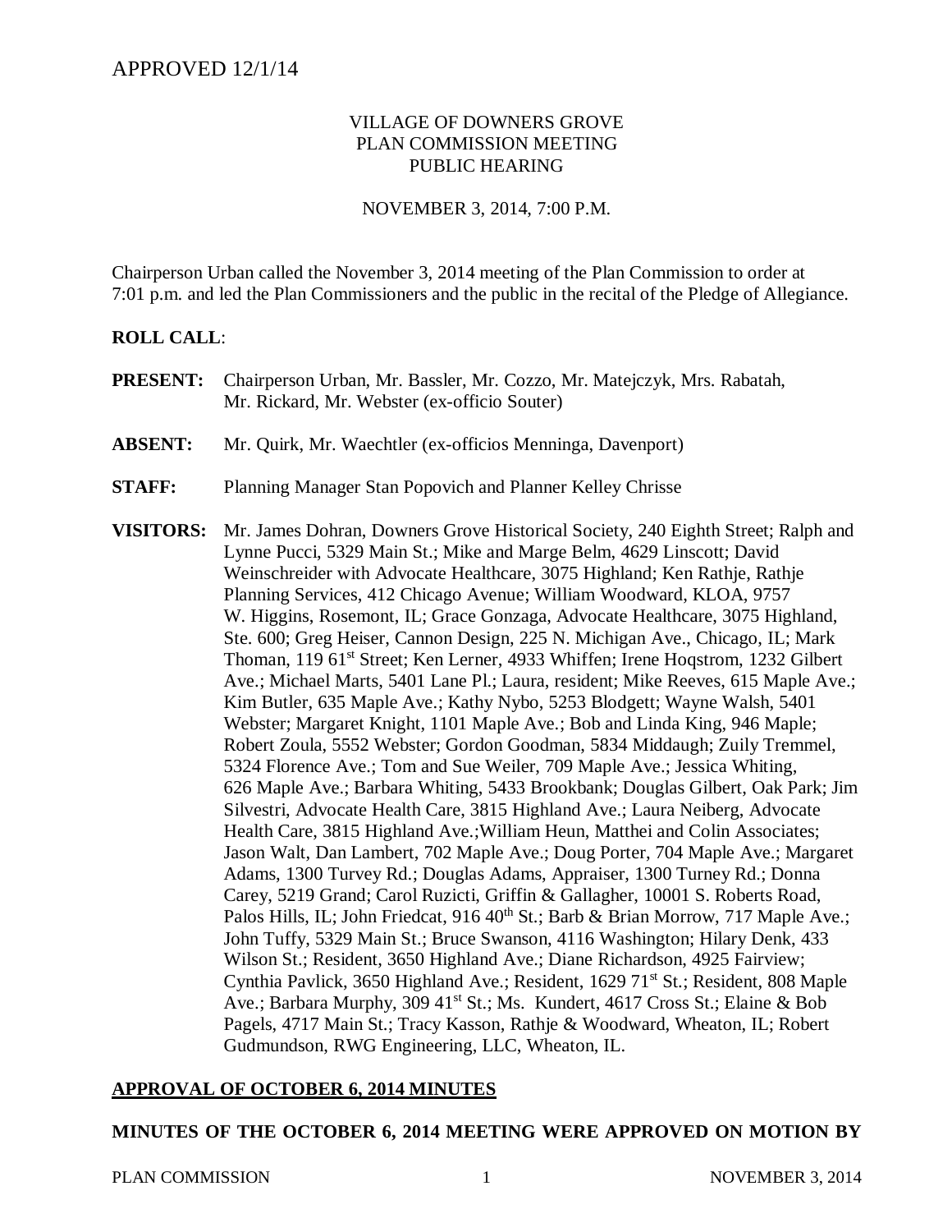APPROVED 12/1/14

# VILLAGE OF DOWNERS GROVE
# PLAN COMMISSION MEETING
# PUBLIC HEARING

NOVEMBER 3, 2014, 7:00 P.M.

Chairperson Urban called the November 3, 2014 meeting of the Plan Commission to order at 7:01 p.m. and led the Plan Commissioners and the public in the recital of the Pledge of Allegiance.

**ROLL CALL**:

**PRESENT:** Chairperson Urban, Mr. Bassler, Mr. Cozzo, Mr. Matejczyk, Mrs. Rabatah, Mr. Rickard, Mr. Webster (ex-officio Souter)

**ABSENT:** Mr. Quirk, Mr. Waechtler (ex-officios Menninga, Davenport)

**STAFF:** Planning Manager Stan Popovich and Planner Kelley Chrisse

**VISITORS:** Mr. James Dohran, Downers Grove Historical Society, 240 Eighth Street; Ralph and Lynne Pucci, 5329 Main St.; Mike and Marge Belm, 4629 Linscott; David Weinschreider with Advocate Healthcare, 3075 Highland; Ken Rathje, Rathje Planning Services, 412 Chicago Avenue; William Woodward, KLOA, 9757 W. Higgins, Rosemont, IL; Grace Gonzaga, Advocate Healthcare, 3075 Highland, Ste. 600; Greg Heiser, Cannon Design, 225 N. Michigan Ave., Chicago, IL; Mark Thoman, 119 61st Street; Ken Lerner, 4933 Whiffen; Irene Hoqstrom, 1232 Gilbert Ave.; Michael Marts, 5401 Lane Pl.; Laura, resident; Mike Reeves, 615 Maple Ave.; Kim Butler, 635 Maple Ave.; Kathy Nybo, 5253 Blodgett; Wayne Walsh, 5401 Webster; Margaret Knight, 1101 Maple Ave.; Bob and Linda King, 946 Maple; Robert Zoula, 5552 Webster; Gordon Goodman, 5834 Middaugh; Zuily Tremmel, 5324 Florence Ave.; Tom and Sue Weiler, 709 Maple Ave.; Jessica Whiting, 626 Maple Ave.; Barbara Whiting, 5433 Brookbank; Douglas Gilbert, Oak Park; Jim Silvestri, Advocate Health Care, 3815 Highland Ave.; Laura Neiberg, Advocate Health Care, 3815 Highland Ave.;William Heun, Matthei and Colin Associates; Jason Walt, Dan Lambert, 702 Maple Ave.; Doug Porter, 704 Maple Ave.; Margaret Adams, 1300 Turvey Rd.; Douglas Adams, Appraiser, 1300 Turney Rd.; Donna Carey, 5219 Grand; Carol Ruzicti, Griffin & Gallagher, 10001 S. Roberts Road, Palos Hills, IL; John Friedcat, 916 40th St.; Barb & Brian Morrow, 717 Maple Ave.; John Tuffy, 5329 Main St.; Bruce Swanson, 4116 Washington; Hilary Denk, 433 Wilson St.; Resident, 3650 Highland Ave.; Diane Richardson, 4925 Fairview; Cynthia Pavlick, 3650 Highland Ave.; Resident, 1629 71st St.; Resident, 808 Maple Ave.; Barbara Murphy, 309 41st St.; Ms. Kundert, 4617 Cross St.; Elaine & Bob Pagels, 4717 Main St.; Tracy Kasson, Rathje & Woodward, Wheaton, IL; Robert Gudmundson, RWG Engineering, LLC, Wheaton, IL.

**APPROVAL OF OCTOBER 6, 2014 MINUTES**

**MINUTES OF THE OCTOBER 6, 2014 MEETING WERE APPROVED ON MOTION BY**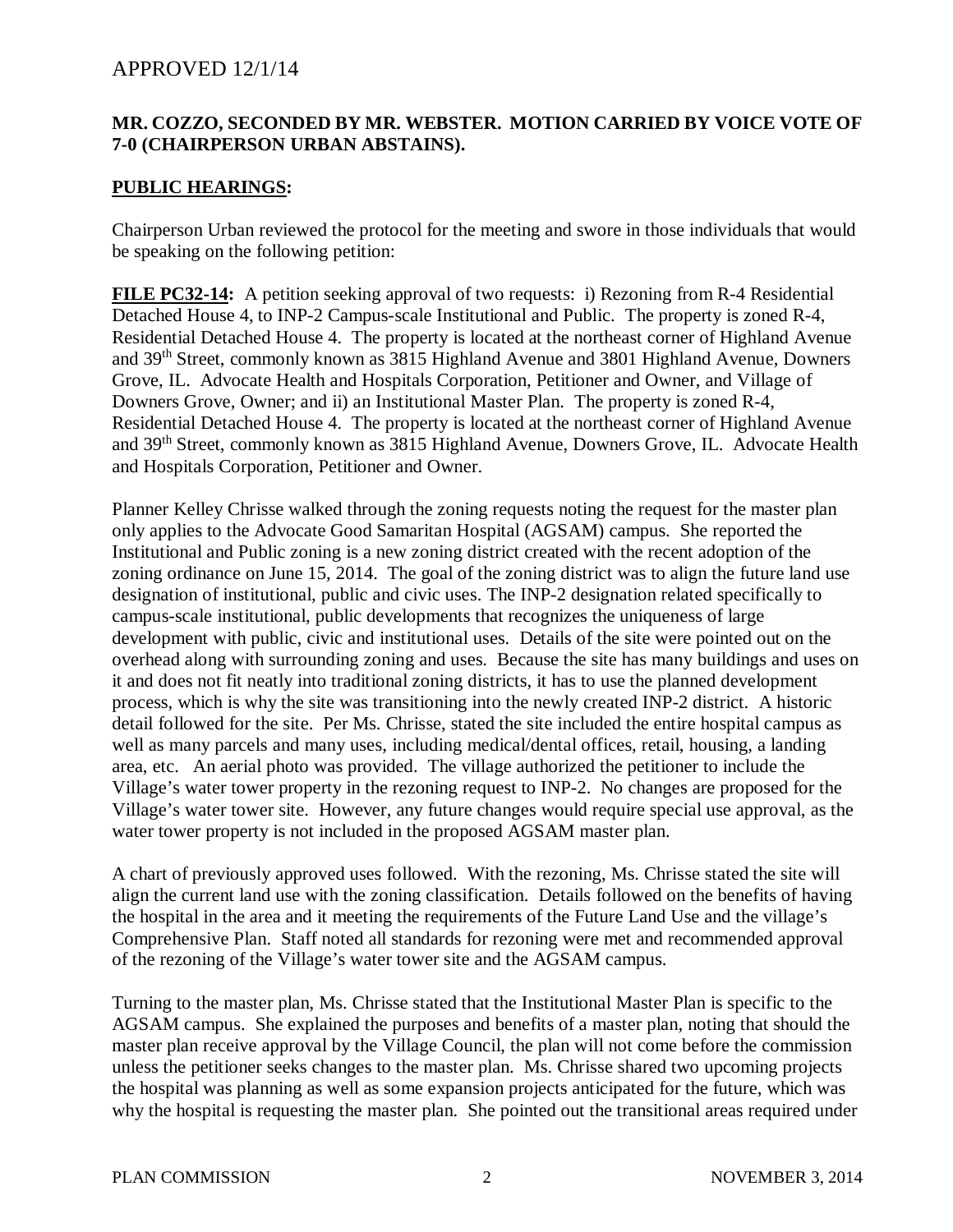APPROVED 12/1/14

**MR. COZZO, SECONDED BY MR. WEBSTER. MOTION CARRIED BY VOICE VOTE OF 7-0 (CHAIRPERSON URBAN ABSTAINS).**

**PUBLIC HEARINGS:**

Chairperson Urban reviewed the protocol for the meeting and swore in those individuals that would be speaking on the following petition:

**FILE PC32-14:** A petition seeking approval of two requests: i) Rezoning from R-4 Residential Detached House 4, to INP-2 Campus-scale Institutional and Public. The property is zoned R-4, Residential Detached House 4. The property is located at the northeast corner of Highland Avenue and 39th Street, commonly known as 3815 Highland Avenue and 3801 Highland Avenue, Downers Grove, IL. Advocate Health and Hospitals Corporation, Petitioner and Owner, and Village of Downers Grove, Owner; and ii) an Institutional Master Plan. The property is zoned R-4, Residential Detached House 4. The property is located at the northeast corner of Highland Avenue and 39th Street, commonly known as 3815 Highland Avenue, Downers Grove, IL. Advocate Health and Hospitals Corporation, Petitioner and Owner.

Planner Kelley Chrisse walked through the zoning requests noting the request for the master plan only applies to the Advocate Good Samaritan Hospital (AGSAM) campus. She reported the Institutional and Public zoning is a new zoning district created with the recent adoption of the zoning ordinance on June 15, 2014. The goal of the zoning district was to align the future land use designation of institutional, public and civic uses. The INP-2 designation related specifically to campus-scale institutional, public developments that recognizes the uniqueness of large development with public, civic and institutional uses. Details of the site were pointed out on the overhead along with surrounding zoning and uses. Because the site has many buildings and uses on it and does not fit neatly into traditional zoning districts, it has to use the planned development process, which is why the site was transitioning into the newly created INP-2 district. A historic detail followed for the site. Per Ms. Chrisse, stated the site included the entire hospital campus as well as many parcels and many uses, including medical/dental offices, retail, housing, a landing area, etc. An aerial photo was provided. The village authorized the petitioner to include the Village's water tower property in the rezoning request to INP-2. No changes are proposed for the Village's water tower site. However, any future changes would require special use approval, as the water tower property is not included in the proposed AGSAM master plan.

A chart of previously approved uses followed. With the rezoning, Ms. Chrisse stated the site will align the current land use with the zoning classification. Details followed on the benefits of having the hospital in the area and it meeting the requirements of the Future Land Use and the village's Comprehensive Plan. Staff noted all standards for rezoning were met and recommended approval of the rezoning of the Village's water tower site and the AGSAM campus.

Turning to the master plan, Ms. Chrisse stated that the Institutional Master Plan is specific to the AGSAM campus. She explained the purposes and benefits of a master plan, noting that should the master plan receive approval by the Village Council, the plan will not come before the commission unless the petitioner seeks changes to the master plan. Ms. Chrisse shared two upcoming projects the hospital was planning as well as some expansion projects anticipated for the future, which was why the hospital is requesting the master plan. She pointed out the transitional areas required under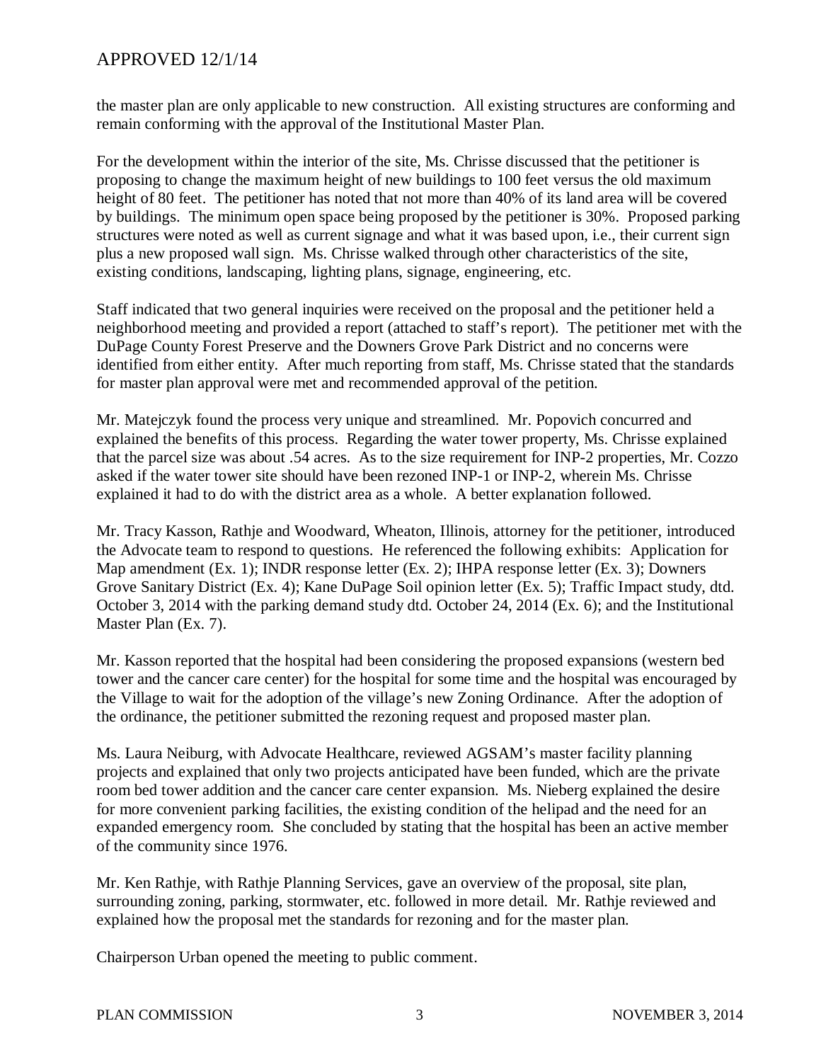the master plan are only applicable to new construction. All existing structures are conforming and remain conforming with the approval of the Institutional Master Plan.

For the development within the interior of the site, Ms. Chrisse discussed that the petitioner is proposing to change the maximum height of new buildings to 100 feet versus the old maximum height of 80 feet. The petitioner has noted that not more than 40% of its land area will be covered by buildings. The minimum open space being proposed by the petitioner is 30%. Proposed parking structures were noted as well as current signage and what it was based upon, i.e., their current sign plus a new proposed wall sign. Ms. Chrisse walked through other characteristics of the site, existing conditions, landscaping, lighting plans, signage, engineering, etc.

Staff indicated that two general inquiries were received on the proposal and the petitioner held a neighborhood meeting and provided a report (attached to staff's report). The petitioner met with the DuPage County Forest Preserve and the Downers Grove Park District and no concerns were identified from either entity. After much reporting from staff, Ms. Chrisse stated that the standards for master plan approval were met and recommended approval of the petition.

Mr. Matejczyk found the process very unique and streamlined. Mr. Popovich concurred and explained the benefits of this process. Regarding the water tower property, Ms. Chrisse explained that the parcel size was about .54 acres. As to the size requirement for INP-2 properties, Mr. Cozzo asked if the water tower site should have been rezoned INP-1 or INP-2, wherein Ms. Chrisse explained it had to do with the district area as a whole. A better explanation followed.

Mr. Tracy Kasson, Rathje and Woodward, Wheaton, Illinois, attorney for the petitioner, introduced the Advocate team to respond to questions. He referenced the following exhibits: Application for Map amendment (Ex. 1); INDR response letter (Ex. 2); IHPA response letter (Ex. 3); Downers Grove Sanitary District (Ex. 4); Kane DuPage Soil opinion letter (Ex. 5); Traffic Impact study, dtd. October 3, 2014 with the parking demand study dtd. October 24, 2014 (Ex. 6); and the Institutional Master Plan (Ex. 7).

Mr. Kasson reported that the hospital had been considering the proposed expansions (western bed tower and the cancer care center) for the hospital for some time and the hospital was encouraged by the Village to wait for the adoption of the village's new Zoning Ordinance. After the adoption of the ordinance, the petitioner submitted the rezoning request and proposed master plan.

Ms. Laura Neiburg, with Advocate Healthcare, reviewed AGSAM's master facility planning projects and explained that only two projects anticipated have been funded, which are the private room bed tower addition and the cancer care center expansion. Ms. Nieberg explained the desire for more convenient parking facilities, the existing condition of the helipad and the need for an expanded emergency room. She concluded by stating that the hospital has been an active member of the community since 1976.

Mr. Ken Rathje, with Rathje Planning Services, gave an overview of the proposal, site plan, surrounding zoning, parking, stormwater, etc. followed in more detail. Mr. Rathje reviewed and explained how the proposal met the standards for rezoning and for the master plan.

Chairperson Urban opened the meeting to public comment.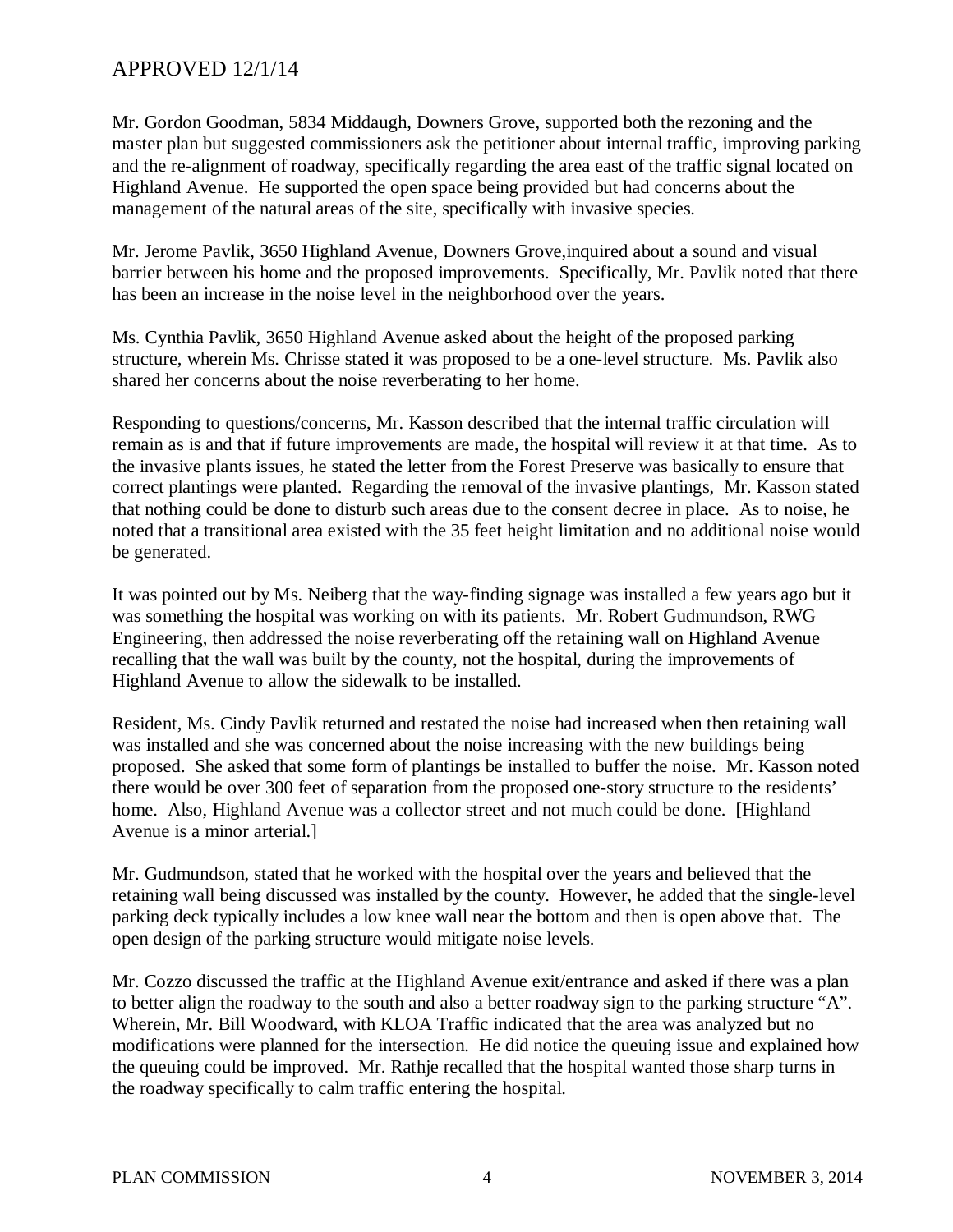Mr. Gordon Goodman, 5834 Middaugh, Downers Grove, supported both the rezoning and the master plan but suggested commissioners ask the petitioner about internal traffic, improving parking and the re-alignment of roadway, specifically regarding the area east of the traffic signal located on Highland Avenue. He supported the open space being provided but had concerns about the management of the natural areas of the site, specifically with invasive species.

Mr. Jerome Pavlik, 3650 Highland Avenue, Downers Grove,inquired about a sound and visual barrier between his home and the proposed improvements. Specifically, Mr. Pavlik noted that there has been an increase in the noise level in the neighborhood over the years.

Ms. Cynthia Pavlik, 3650 Highland Avenue asked about the height of the proposed parking structure, wherein Ms. Chrisse stated it was proposed to be a one-level structure. Ms. Pavlik also shared her concerns about the noise reverberating to her home.

Responding to questions/concerns, Mr. Kasson described that the internal traffic circulation will remain as is and that if future improvements are made, the hospital will review it at that time. As to the invasive plants issues, he stated the letter from the Forest Preserve was basically to ensure that correct plantings were planted. Regarding the removal of the invasive plantings, Mr. Kasson stated that nothing could be done to disturb such areas due to the consent decree in place. As to noise, he noted that a transitional area existed with the 35 feet height limitation and no additional noise would be generated.

It was pointed out by Ms. Neiberg that the way-finding signage was installed a few years ago but it was something the hospital was working on with its patients. Mr. Robert Gudmundson, RWG Engineering, then addressed the noise reverberating off the retaining wall on Highland Avenue recalling that the wall was built by the county, not the hospital, during the improvements of Highland Avenue to allow the sidewalk to be installed.

Resident, Ms. Cindy Pavlik returned and restated the noise had increased when then retaining wall was installed and she was concerned about the noise increasing with the new buildings being proposed. She asked that some form of plantings be installed to buffer the noise. Mr. Kasson noted there would be over 300 feet of separation from the proposed one-story structure to the residents' home. Also, Highland Avenue was a collector street and not much could be done. [Highland Avenue is a minor arterial.]

Mr. Gudmundson, stated that he worked with the hospital over the years and believed that the retaining wall being discussed was installed by the county. However, he added that the single-level parking deck typically includes a low knee wall near the bottom and then is open above that. The open design of the parking structure would mitigate noise levels.

Mr. Cozzo discussed the traffic at the Highland Avenue exit/entrance and asked if there was a plan to better align the roadway to the south and also a better roadway sign to the parking structure "A". Wherein, Mr. Bill Woodward, with KLOA Traffic indicated that the area was analyzed but no modifications were planned for the intersection. He did notice the queuing issue and explained how the queuing could be improved. Mr. Rathje recalled that the hospital wanted those sharp turns in the roadway specifically to calm traffic entering the hospital.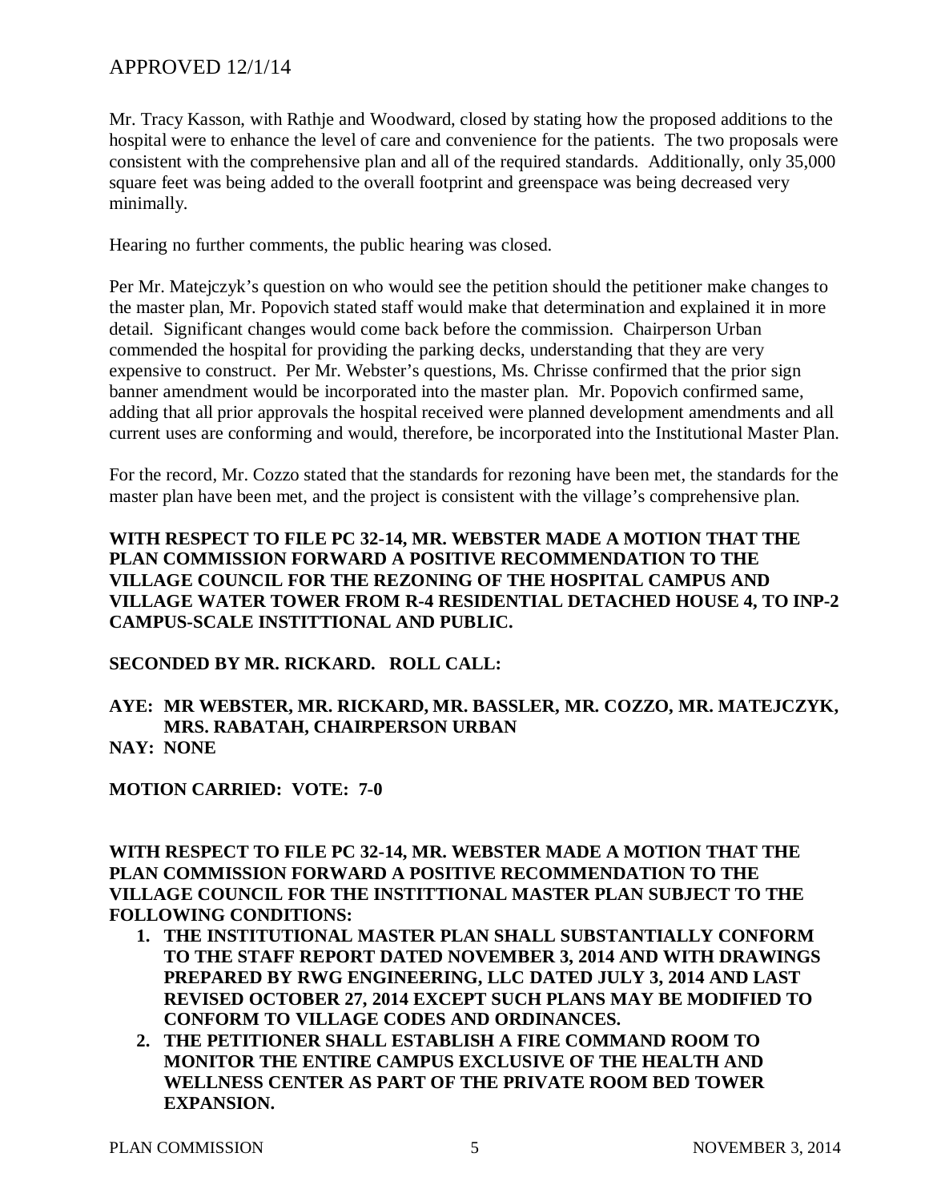Mr. Tracy Kasson, with Rathje and Woodward, closed by stating how the proposed additions to the hospital were to enhance the level of care and convenience for the patients. The two proposals were consistent with the comprehensive plan and all of the required standards. Additionally, only 35,000 square feet was being added to the overall footprint and greenspace was being decreased very minimally.

Hearing no further comments, the public hearing was closed.

Per Mr. Matejczyk's question on who would see the petition should the petitioner make changes to the master plan, Mr. Popovich stated staff would make that determination and explained it in more detail. Significant changes would come back before the commission. Chairperson Urban commended the hospital for providing the parking decks, understanding that they are very expensive to construct. Per Mr. Webster's questions, Ms. Chrisse confirmed that the prior sign banner amendment would be incorporated into the master plan. Mr. Popovich confirmed same, adding that all prior approvals the hospital received were planned development amendments and all current uses are conforming and would, therefore, be incorporated into the Institutional Master Plan.

For the record, Mr. Cozzo stated that the standards for rezoning have been met, the standards for the master plan have been met, and the project is consistent with the village's comprehensive plan.

**WITH RESPECT TO FILE PC 32-14, MR. WEBSTER MADE A MOTION THAT THE PLAN COMMISSION FORWARD A POSITIVE RECOMMENDATION TO THE VILLAGE COUNCIL FOR THE REZONING OF THE HOSPITAL CAMPUS AND VILLAGE WATER TOWER FROM R-4 RESIDENTIAL DETACHED HOUSE 4, TO INP-2 CAMPUS-SCALE INSTITTIONAL AND PUBLIC.**

**SECONDED BY MR. RICKARD. ROLL CALL:**

**AYE: MR WEBSTER, MR. RICKARD, MR. BASSLER, MR. COZZO, MR. MATEJCZYK, MRS. RABATAH, CHAIRPERSON URBAN**
**NAY: NONE**

**MOTION CARRIED: VOTE: 7-0**

**WITH RESPECT TO FILE PC 32-14, MR. WEBSTER MADE A MOTION THAT THE PLAN COMMISSION FORWARD A POSITIVE RECOMMENDATION TO THE VILLAGE COUNCIL FOR THE INSTITTIONAL MASTER PLAN SUBJECT TO THE FOLLOWING CONDITIONS:**

1. **THE INSTITUTIONAL MASTER PLAN SHALL SUBSTANTIALLY CONFORM TO THE STAFF REPORT DATED NOVEMBER 3, 2014 AND WITH DRAWINGS PREPARED BY RWG ENGINEERING, LLC DATED JULY 3, 2014 AND LAST REVISED OCTOBER 27, 2014 EXCEPT SUCH PLANS MAY BE MODIFIED TO CONFORM TO VILLAGE CODES AND ORDINANCES.**
2. **THE PETITIONER SHALL ESTABLISH A FIRE COMMAND ROOM TO MONITOR THE ENTIRE CAMPUS EXCLUSIVE OF THE HEALTH AND WELLNESS CENTER AS PART OF THE PRIVATE ROOM BED TOWER EXPANSION.**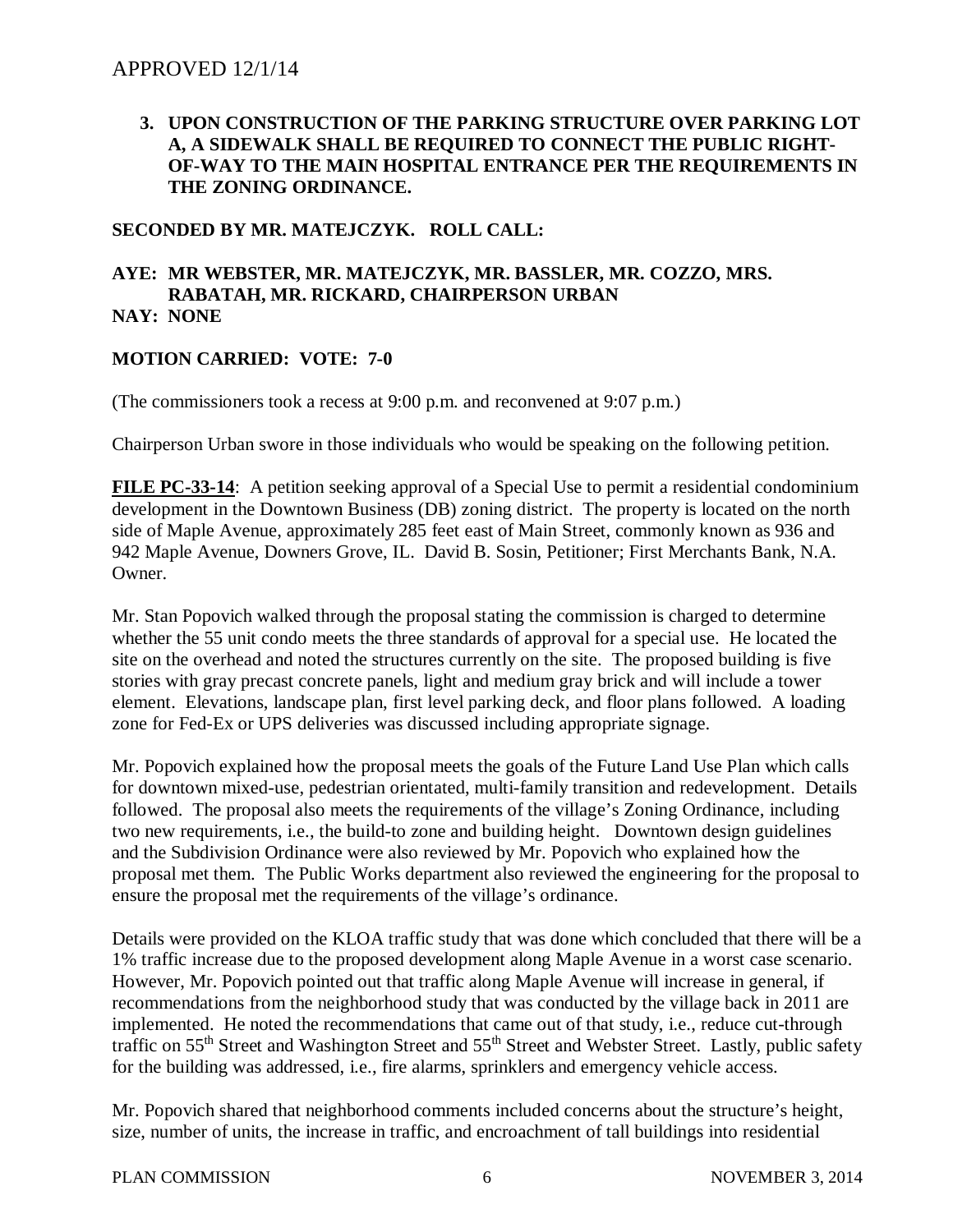**3. UPON CONSTRUCTION OF THE PARKING STRUCTURE OVER PARKING LOT A, A SIDEWALK SHALL BE REQUIRED TO CONNECT THE PUBLIC RIGHT-OF-WAY TO THE MAIN HOSPITAL ENTRANCE PER THE REQUIREMENTS IN THE ZONING ORDINANCE.**

**SECONDED BY MR. MATEJCZYK. ROLL CALL:**

**AYE: MR WEBSTER, MR. MATEJCZYK, MR. BASSLER, MR. COZZO, MRS. RABATAH, MR. RICKARD, CHAIRPERSON URBAN**
**NAY: NONE**

**MOTION CARRIED: VOTE: 7-0**

(The commissioners took a recess at 9:00 p.m. and reconvened at 9:07 p.m.)

Chairperson Urban swore in those individuals who would be speaking on the following petition.

**FILE PC-33-14**: A petition seeking approval of a Special Use to permit a residential condominium development in the Downtown Business (DB) zoning district. The property is located on the north side of Maple Avenue, approximately 285 feet east of Main Street, commonly known as 936 and 942 Maple Avenue, Downers Grove, IL. David B. Sosin, Petitioner; First Merchants Bank, N.A. Owner.

Mr. Stan Popovich walked through the proposal stating the commission is charged to determine whether the 55 unit condo meets the three standards of approval for a special use. He located the site on the overhead and noted the structures currently on the site. The proposed building is five stories with gray precast concrete panels, light and medium gray brick and will include a tower element. Elevations, landscape plan, first level parking deck, and floor plans followed. A loading zone for Fed-Ex or UPS deliveries was discussed including appropriate signage.

Mr. Popovich explained how the proposal meets the goals of the Future Land Use Plan which calls for downtown mixed-use, pedestrian orientated, multi-family transition and redevelopment. Details followed. The proposal also meets the requirements of the village's Zoning Ordinance, including two new requirements, i.e., the build-to zone and building height. Downtown design guidelines and the Subdivision Ordinance were also reviewed by Mr. Popovich who explained how the proposal met them. The Public Works department also reviewed the engineering for the proposal to ensure the proposal met the requirements of the village's ordinance.

Details were provided on the KLOA traffic study that was done which concluded that there will be a 1% traffic increase due to the proposed development along Maple Avenue in a worst case scenario. However, Mr. Popovich pointed out that traffic along Maple Avenue will increase in general, if recommendations from the neighborhood study that was conducted by the village back in 2011 are implemented. He noted the recommendations that came out of that study, i.e., reduce cut-through traffic on 55th Street and Washington Street and 55th Street and Webster Street. Lastly, public safety for the building was addressed, i.e., fire alarms, sprinklers and emergency vehicle access.

Mr. Popovich shared that neighborhood comments included concerns about the structure's height, size, number of units, the increase in traffic, and encroachment of tall buildings into residential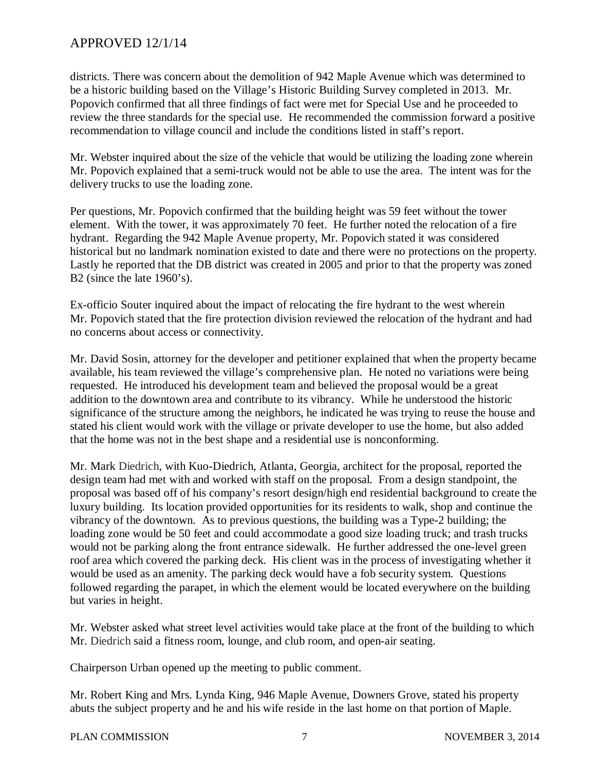districts. There was concern about the demolition of 942 Maple Avenue which was determined to be a historic building based on the Village's Historic Building Survey completed in 2013. Mr. Popovich confirmed that all three findings of fact were met for Special Use and he proceeded to review the three standards for the special use. He recommended the commission forward a positive recommendation to village council and include the conditions listed in staff's report.

Mr. Webster inquired about the size of the vehicle that would be utilizing the loading zone wherein Mr. Popovich explained that a semi-truck would not be able to use the area. The intent was for the delivery trucks to use the loading zone.

Per questions, Mr. Popovich confirmed that the building height was 59 feet without the tower element. With the tower, it was approximately 70 feet. He further noted the relocation of a fire hydrant. Regarding the 942 Maple Avenue property, Mr. Popovich stated it was considered historical but no landmark nomination existed to date and there were no protections on the property. Lastly he reported that the DB district was created in 2005 and prior to that the property was zoned B2 (since the late 1960's).

Ex-officio Souter inquired about the impact of relocating the fire hydrant to the west wherein Mr. Popovich stated that the fire protection division reviewed the relocation of the hydrant and had no concerns about access or connectivity.

Mr. David Sosin, attorney for the developer and petitioner explained that when the property became available, his team reviewed the village's comprehensive plan. He noted no variations were being requested. He introduced his development team and believed the proposal would be a great addition to the downtown area and contribute to its vibrancy. While he understood the historic significance of the structure among the neighbors, he indicated he was trying to reuse the house and stated his client would work with the village or private developer to use the home, but also added that the home was not in the best shape and a residential use is nonconforming.

Mr. Mark Diedrich, with Kuo-Diedrich, Atlanta, Georgia, architect for the proposal, reported the design team had met with and worked with staff on the proposal. From a design standpoint, the proposal was based off of his company's resort design/high end residential background to create the luxury building. Its location provided opportunities for its residents to walk, shop and continue the vibrancy of the downtown. As to previous questions, the building was a Type-2 building; the loading zone would be 50 feet and could accommodate a good size loading truck; and trash trucks would not be parking along the front entrance sidewalk. He further addressed the one-level green roof area which covered the parking deck. His client was in the process of investigating whether it would be used as an amenity. The parking deck would have a fob security system. Questions followed regarding the parapet, in which the element would be located everywhere on the building but varies in height.

Mr. Webster asked what street level activities would take place at the front of the building to which Mr. Diedrich said a fitness room, lounge, and club room, and open-air seating.

Chairperson Urban opened up the meeting to public comment.

Mr. Robert King and Mrs. Lynda King, 946 Maple Avenue, Downers Grove, stated his property abuts the subject property and he and his wife reside in the last home on that portion of Maple.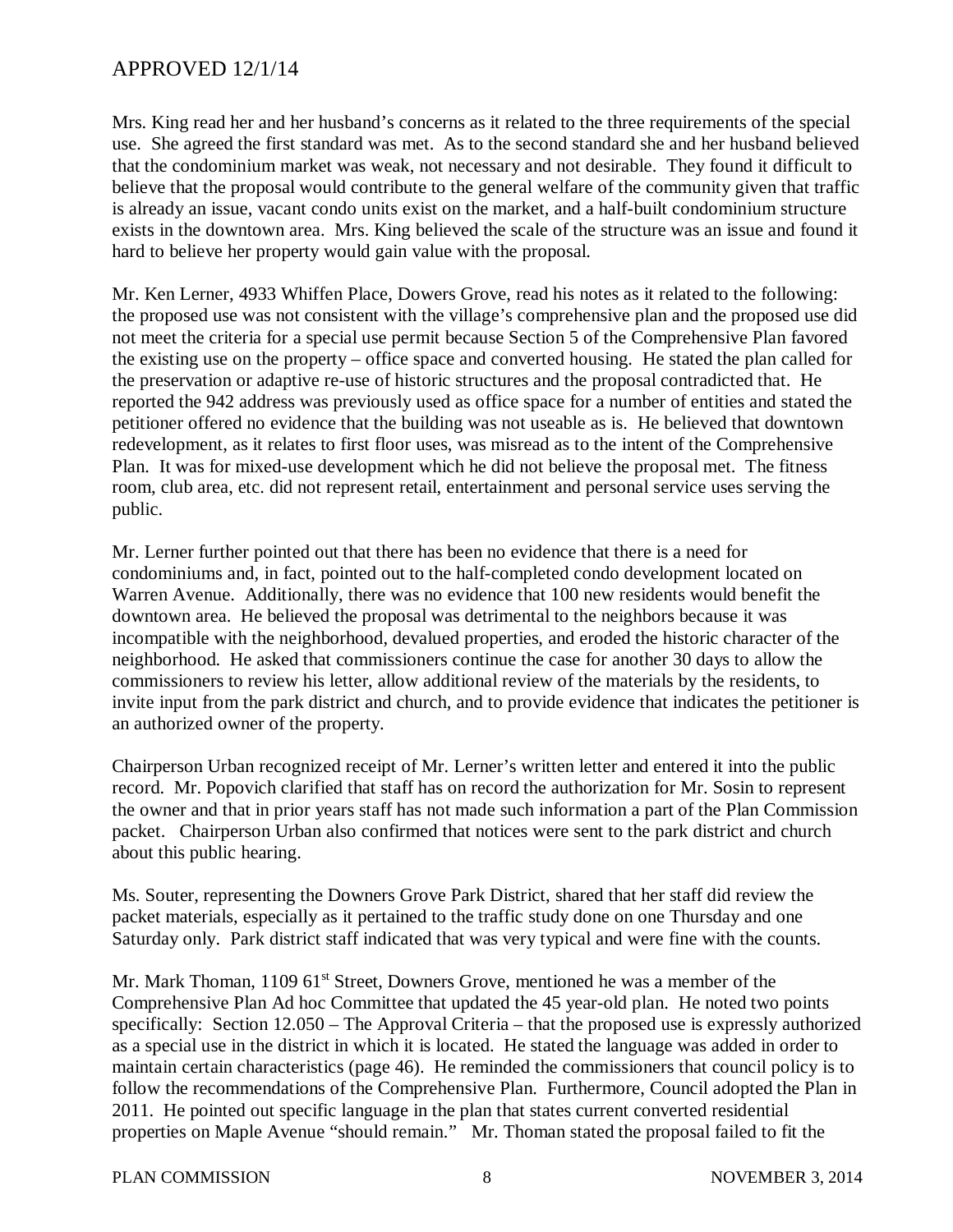Mrs. King read her and her husband's concerns as it related to the three requirements of the special use. She agreed the first standard was met. As to the second standard she and her husband believed that the condominium market was weak, not necessary and not desirable. They found it difficult to believe that the proposal would contribute to the general welfare of the community given that traffic is already an issue, vacant condo units exist on the market, and a half-built condominium structure exists in the downtown area. Mrs. King believed the scale of the structure was an issue and found it hard to believe her property would gain value with the proposal.

Mr. Ken Lerner, 4933 Whiffen Place, Dowers Grove, read his notes as it related to the following: the proposed use was not consistent with the village's comprehensive plan and the proposed use did not meet the criteria for a special use permit because Section 5 of the Comprehensive Plan favored the existing use on the property – office space and converted housing. He stated the plan called for the preservation or adaptive re-use of historic structures and the proposal contradicted that. He reported the 942 address was previously used as office space for a number of entities and stated the petitioner offered no evidence that the building was not useable as is. He believed that downtown redevelopment, as it relates to first floor uses, was misread as to the intent of the Comprehensive Plan. It was for mixed-use development which he did not believe the proposal met. The fitness room, club area, etc. did not represent retail, entertainment and personal service uses serving the public.

Mr. Lerner further pointed out that there has been no evidence that there is a need for condominiums and, in fact, pointed out to the half-completed condo development located on Warren Avenue. Additionally, there was no evidence that 100 new residents would benefit the downtown area. He believed the proposal was detrimental to the neighbors because it was incompatible with the neighborhood, devalued properties, and eroded the historic character of the neighborhood. He asked that commissioners continue the case for another 30 days to allow the commissioners to review his letter, allow additional review of the materials by the residents, to invite input from the park district and church, and to provide evidence that indicates the petitioner is an authorized owner of the property.

Chairperson Urban recognized receipt of Mr. Lerner's written letter and entered it into the public record. Mr. Popovich clarified that staff has on record the authorization for Mr. Sosin to represent the owner and that in prior years staff has not made such information a part of the Plan Commission packet. Chairperson Urban also confirmed that notices were sent to the park district and church about this public hearing.

Ms. Souter, representing the Downers Grove Park District, shared that her staff did review the packet materials, especially as it pertained to the traffic study done on one Thursday and one Saturday only. Park district staff indicated that was very typical and were fine with the counts.

Mr. Mark Thoman, 1109 61st Street, Downers Grove, mentioned he was a member of the Comprehensive Plan Ad hoc Committee that updated the 45 year-old plan. He noted two points specifically: Section 12.050 – The Approval Criteria – that the proposed use is expressly authorized as a special use in the district in which it is located. He stated the language was added in order to maintain certain characteristics (page 46). He reminded the commissioners that council policy is to follow the recommendations of the Comprehensive Plan. Furthermore, Council adopted the Plan in 2011. He pointed out specific language in the plan that states current converted residential properties on Maple Avenue "should remain." Mr. Thoman stated the proposal failed to fit the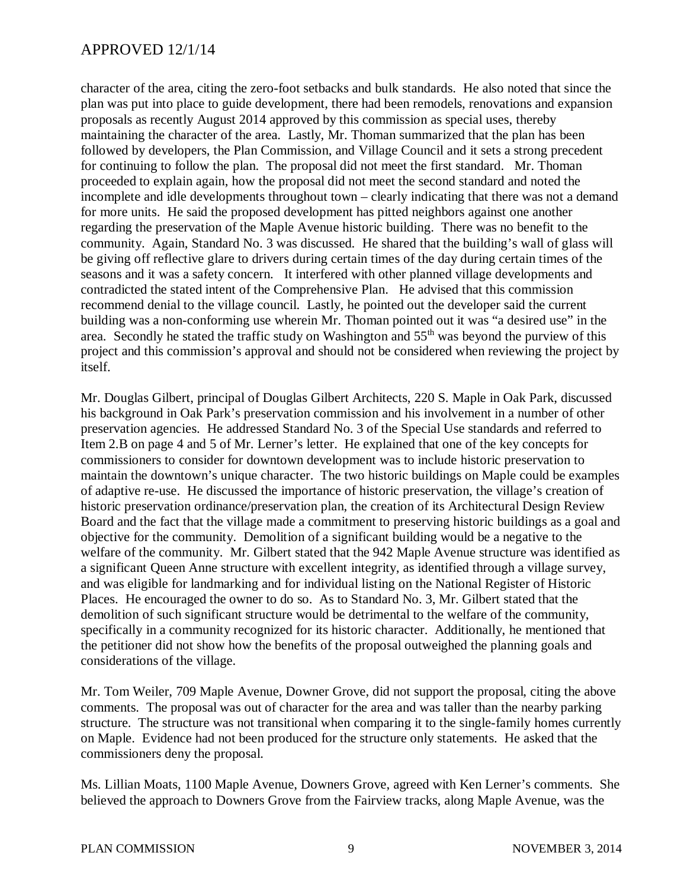character of the area, citing the zero-foot setbacks and bulk standards. He also noted that since the plan was put into place to guide development, there had been remodels, renovations and expansion proposals as recently August 2014 approved by this commission as special uses, thereby maintaining the character of the area. Lastly, Mr. Thoman summarized that the plan has been followed by developers, the Plan Commission, and Village Council and it sets a strong precedent for continuing to follow the plan. The proposal did not meet the first standard. Mr. Thoman proceeded to explain again, how the proposal did not meet the second standard and noted the incomplete and idle developments throughout town – clearly indicating that there was not a demand for more units. He said the proposed development has pitted neighbors against one another regarding the preservation of the Maple Avenue historic building. There was no benefit to the community. Again, Standard No. 3 was discussed. He shared that the building's wall of glass will be giving off reflective glare to drivers during certain times of the day during certain times of the seasons and it was a safety concern. It interfered with other planned village developments and contradicted the stated intent of the Comprehensive Plan. He advised that this commission recommend denial to the village council. Lastly, he pointed out the developer said the current building was a non-conforming use wherein Mr. Thoman pointed out it was "a desired use" in the area. Secondly he stated the traffic study on Washington and 55th was beyond the purview of this project and this commission's approval and should not be considered when reviewing the project by itself.

Mr. Douglas Gilbert, principal of Douglas Gilbert Architects, 220 S. Maple in Oak Park, discussed his background in Oak Park's preservation commission and his involvement in a number of other preservation agencies. He addressed Standard No. 3 of the Special Use standards and referred to Item 2.B on page 4 and 5 of Mr. Lerner's letter. He explained that one of the key concepts for commissioners to consider for downtown development was to include historic preservation to maintain the downtown's unique character. The two historic buildings on Maple could be examples of adaptive re-use. He discussed the importance of historic preservation, the village's creation of historic preservation ordinance/preservation plan, the creation of its Architectural Design Review Board and the fact that the village made a commitment to preserving historic buildings as a goal and objective for the community. Demolition of a significant building would be a negative to the welfare of the community. Mr. Gilbert stated that the 942 Maple Avenue structure was identified as a significant Queen Anne structure with excellent integrity, as identified through a village survey, and was eligible for landmarking and for individual listing on the National Register of Historic Places. He encouraged the owner to do so. As to Standard No. 3, Mr. Gilbert stated that the demolition of such significant structure would be detrimental to the welfare of the community, specifically in a community recognized for its historic character. Additionally, he mentioned that the petitioner did not show how the benefits of the proposal outweighed the planning goals and considerations of the village.

Mr. Tom Weiler, 709 Maple Avenue, Downer Grove, did not support the proposal, citing the above comments. The proposal was out of character for the area and was taller than the nearby parking structure. The structure was not transitional when comparing it to the single-family homes currently on Maple. Evidence had not been produced for the structure only statements. He asked that the commissioners deny the proposal.

Ms. Lillian Moats, 1100 Maple Avenue, Downers Grove, agreed with Ken Lerner's comments. She believed the approach to Downers Grove from the Fairview tracks, along Maple Avenue, was the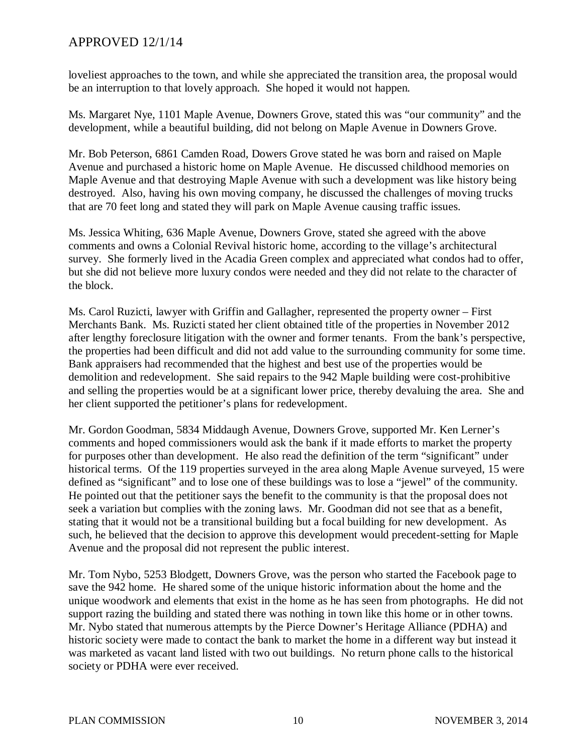loveliest approaches to the town, and while she appreciated the transition area, the proposal would be an interruption to that lovely approach. She hoped it would not happen.

Ms. Margaret Nye, 1101 Maple Avenue, Downers Grove, stated this was "our community" and the development, while a beautiful building, did not belong on Maple Avenue in Downers Grove.

Mr. Bob Peterson, 6861 Camden Road, Dowers Grove stated he was born and raised on Maple Avenue and purchased a historic home on Maple Avenue. He discussed childhood memories on Maple Avenue and that destroying Maple Avenue with such a development was like history being destroyed. Also, having his own moving company, he discussed the challenges of moving trucks that are 70 feet long and stated they will park on Maple Avenue causing traffic issues.

Ms. Jessica Whiting, 636 Maple Avenue, Downers Grove, stated she agreed with the above comments and owns a Colonial Revival historic home, according to the village's architectural survey. She formerly lived in the Acadia Green complex and appreciated what condos had to offer, but she did not believe more luxury condos were needed and they did not relate to the character of the block.

Ms. Carol Ruzicti, lawyer with Griffin and Gallagher, represented the property owner – First Merchants Bank. Ms. Ruzicti stated her client obtained title of the properties in November 2012 after lengthy foreclosure litigation with the owner and former tenants. From the bank's perspective, the properties had been difficult and did not add value to the surrounding community for some time. Bank appraisers had recommended that the highest and best use of the properties would be demolition and redevelopment. She said repairs to the 942 Maple building were cost-prohibitive and selling the properties would be at a significant lower price, thereby devaluing the area. She and her client supported the petitioner's plans for redevelopment.

Mr. Gordon Goodman, 5834 Middaugh Avenue, Downers Grove, supported Mr. Ken Lerner's comments and hoped commissioners would ask the bank if it made efforts to market the property for purposes other than development. He also read the definition of the term "significant" under historical terms. Of the 119 properties surveyed in the area along Maple Avenue surveyed, 15 were defined as "significant" and to lose one of these buildings was to lose a "jewel" of the community. He pointed out that the petitioner says the benefit to the community is that the proposal does not seek a variation but complies with the zoning laws. Mr. Goodman did not see that as a benefit, stating that it would not be a transitional building but a focal building for new development. As such, he believed that the decision to approve this development would precedent-setting for Maple Avenue and the proposal did not represent the public interest.

Mr. Tom Nybo, 5253 Blodgett, Downers Grove, was the person who started the Facebook page to save the 942 home. He shared some of the unique historic information about the home and the unique woodwork and elements that exist in the home as he has seen from photographs. He did not support razing the building and stated there was nothing in town like this home or in other towns. Mr. Nybo stated that numerous attempts by the Pierce Downer's Heritage Alliance (PDHA) and historic society were made to contact the bank to market the home in a different way but instead it was marketed as vacant land listed with two out buildings. No return phone calls to the historical society or PDHA were ever received.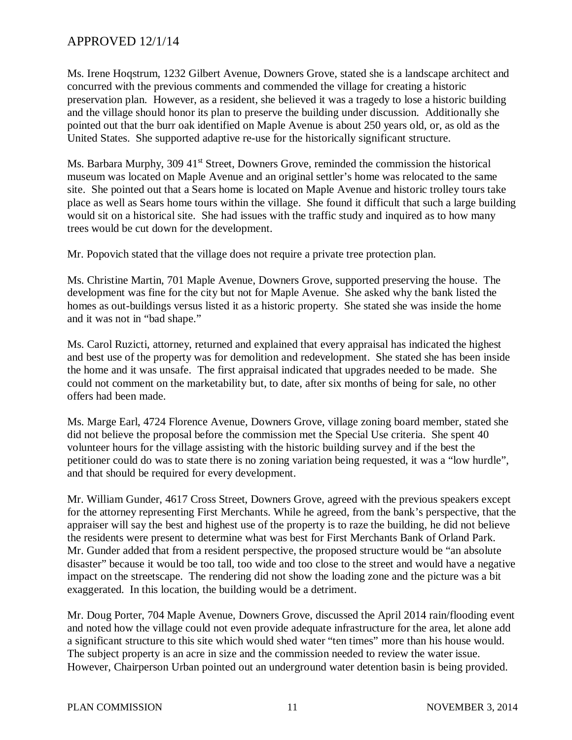Ms. Irene Hoqstrum, 1232 Gilbert Avenue, Downers Grove, stated she is a landscape architect and concurred with the previous comments and commended the village for creating a historic preservation plan. However, as a resident, she believed it was a tragedy to lose a historic building and the village should honor its plan to preserve the building under discussion. Additionally she pointed out that the burr oak identified on Maple Avenue is about 250 years old, or, as old as the United States. She supported adaptive re-use for the historically significant structure.

Ms. Barbara Murphy, 309 41st Street, Downers Grove, reminded the commission the historical museum was located on Maple Avenue and an original settler's home was relocated to the same site. She pointed out that a Sears home is located on Maple Avenue and historic trolley tours take place as well as Sears home tours within the village. She found it difficult that such a large building would sit on a historical site. She had issues with the traffic study and inquired as to how many trees would be cut down for the development.

Mr. Popovich stated that the village does not require a private tree protection plan.

Ms. Christine Martin, 701 Maple Avenue, Downers Grove, supported preserving the house. The development was fine for the city but not for Maple Avenue. She asked why the bank listed the homes as out-buildings versus listed it as a historic property. She stated she was inside the home and it was not in "bad shape."

Ms. Carol Ruzicti, attorney, returned and explained that every appraisal has indicated the highest and best use of the property was for demolition and redevelopment. She stated she has been inside the home and it was unsafe. The first appraisal indicated that upgrades needed to be made. She could not comment on the marketability but, to date, after six months of being for sale, no other offers had been made.

Ms. Marge Earl, 4724 Florence Avenue, Downers Grove, village zoning board member, stated she did not believe the proposal before the commission met the Special Use criteria. She spent 40 volunteer hours for the village assisting with the historic building survey and if the best the petitioner could do was to state there is no zoning variation being requested, it was a "low hurdle", and that should be required for every development.

Mr. William Gunder, 4617 Cross Street, Downers Grove, agreed with the previous speakers except for the attorney representing First Merchants. While he agreed, from the bank's perspective, that the appraiser will say the best and highest use of the property is to raze the building, he did not believe the residents were present to determine what was best for First Merchants Bank of Orland Park. Mr. Gunder added that from a resident perspective, the proposed structure would be "an absolute disaster" because it would be too tall, too wide and too close to the street and would have a negative impact on the streetscape. The rendering did not show the loading zone and the picture was a bit exaggerated. In this location, the building would be a detriment.

Mr. Doug Porter, 704 Maple Avenue, Downers Grove, discussed the April 2014 rain/flooding event and noted how the village could not even provide adequate infrastructure for the area, let alone add a significant structure to this site which would shed water "ten times" more than his house would. The subject property is an acre in size and the commission needed to review the water issue. However, Chairperson Urban pointed out an underground water detention basin is being provided.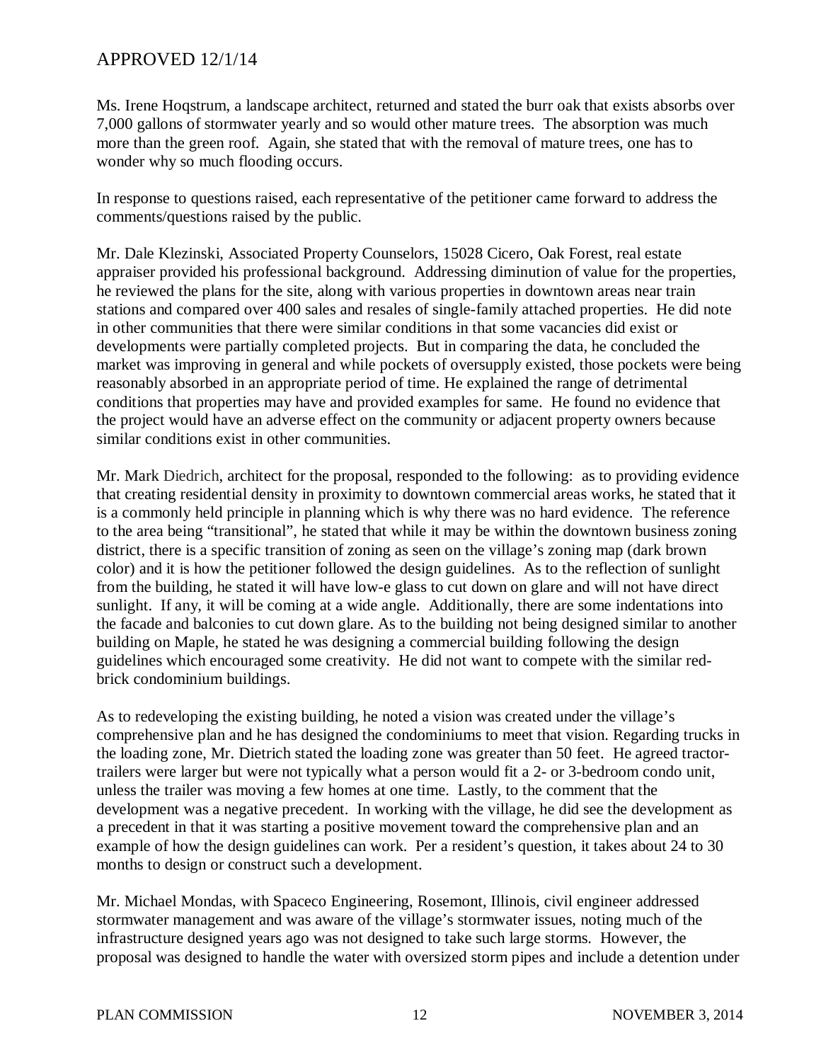Ms. Irene Hoqstrum, a landscape architect, returned and stated the burr oak that exists absorbs over 7,000 gallons of stormwater yearly and so would other mature trees. The absorption was much more than the green roof. Again, she stated that with the removal of mature trees, one has to wonder why so much flooding occurs.

In response to questions raised, each representative of the petitioner came forward to address the comments/questions raised by the public.

Mr. Dale Klezinski, Associated Property Counselors, 15028 Cicero, Oak Forest, real estate appraiser provided his professional background. Addressing diminution of value for the properties, he reviewed the plans for the site, along with various properties in downtown areas near train stations and compared over 400 sales and resales of single-family attached properties. He did note in other communities that there were similar conditions in that some vacancies did exist or developments were partially completed projects. But in comparing the data, he concluded the market was improving in general and while pockets of oversupply existed, those pockets were being reasonably absorbed in an appropriate period of time. He explained the range of detrimental conditions that properties may have and provided examples for same. He found no evidence that the project would have an adverse effect on the community or adjacent property owners because similar conditions exist in other communities.

Mr. Mark Diedrich, architect for the proposal, responded to the following: as to providing evidence that creating residential density in proximity to downtown commercial areas works, he stated that it is a commonly held principle in planning which is why there was no hard evidence. The reference to the area being "transitional", he stated that while it may be within the downtown business zoning district, there is a specific transition of zoning as seen on the village's zoning map (dark brown color) and it is how the petitioner followed the design guidelines. As to the reflection of sunlight from the building, he stated it will have low-e glass to cut down on glare and will not have direct sunlight. If any, it will be coming at a wide angle. Additionally, there are some indentations into the facade and balconies to cut down glare. As to the building not being designed similar to another building on Maple, he stated he was designing a commercial building following the design guidelines which encouraged some creativity. He did not want to compete with the similar red-brick condominium buildings.

As to redeveloping the existing building, he noted a vision was created under the village's comprehensive plan and he has designed the condominiums to meet that vision. Regarding trucks in the loading zone, Mr. Dietrich stated the loading zone was greater than 50 feet. He agreed tractor-trailers were larger but were not typically what a person would fit a 2- or 3-bedroom condo unit, unless the trailer was moving a few homes at one time. Lastly, to the comment that the development was a negative precedent. In working with the village, he did see the development as a precedent in that it was starting a positive movement toward the comprehensive plan and an example of how the design guidelines can work. Per a resident's question, it takes about 24 to 30 months to design or construct such a development.

Mr. Michael Mondas, with Spaceco Engineering, Rosemont, Illinois, civil engineer addressed stormwater management and was aware of the village's stormwater issues, noting much of the infrastructure designed years ago was not designed to take such large storms. However, the proposal was designed to handle the water with oversized storm pipes and include a detention under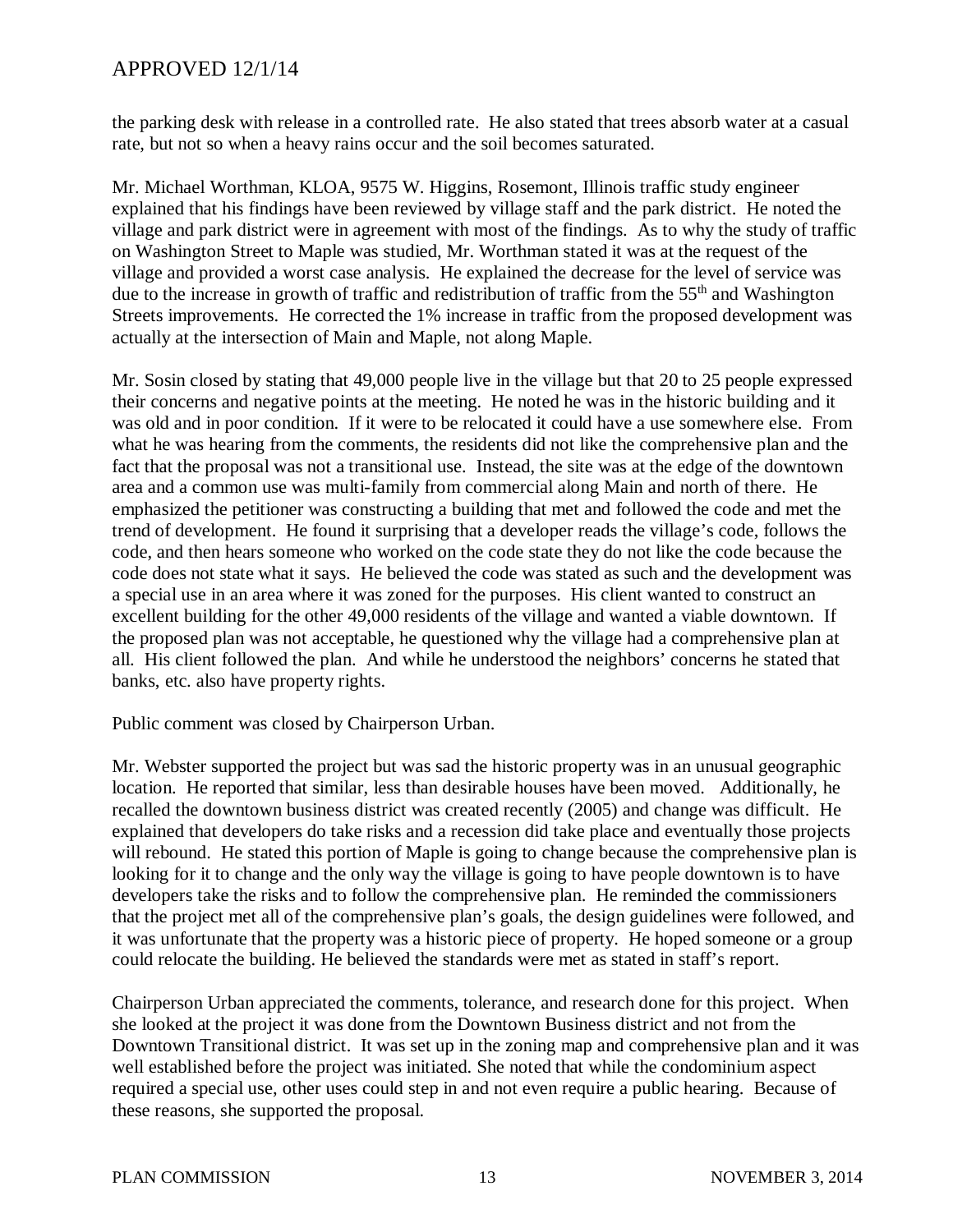the parking desk with release in a controlled rate. He also stated that trees absorb water at a casual rate, but not so when a heavy rains occur and the soil becomes saturated.

Mr. Michael Worthman, KLOA, 9575 W. Higgins, Rosemont, Illinois traffic study engineer explained that his findings have been reviewed by village staff and the park district. He noted the village and park district were in agreement with most of the findings. As to why the study of traffic on Washington Street to Maple was studied, Mr. Worthman stated it was at the request of the village and provided a worst case analysis. He explained the decrease for the level of service was due to the increase in growth of traffic and redistribution of traffic from the 55th and Washington Streets improvements. He corrected the 1% increase in traffic from the proposed development was actually at the intersection of Main and Maple, not along Maple.

Mr. Sosin closed by stating that 49,000 people live in the village but that 20 to 25 people expressed their concerns and negative points at the meeting. He noted he was in the historic building and it was old and in poor condition. If it were to be relocated it could have a use somewhere else. From what he was hearing from the comments, the residents did not like the comprehensive plan and the fact that the proposal was not a transitional use. Instead, the site was at the edge of the downtown area and a common use was multi-family from commercial along Main and north of there. He emphasized the petitioner was constructing a building that met and followed the code and met the trend of development. He found it surprising that a developer reads the village's code, follows the code, and then hears someone who worked on the code state they do not like the code because the code does not state what it says. He believed the code was stated as such and the development was a special use in an area where it was zoned for the purposes. His client wanted to construct an excellent building for the other 49,000 residents of the village and wanted a viable downtown. If the proposed plan was not acceptable, he questioned why the village had a comprehensive plan at all. His client followed the plan. And while he understood the neighbors' concerns he stated that banks, etc. also have property rights.

Public comment was closed by Chairperson Urban.

Mr. Webster supported the project but was sad the historic property was in an unusual geographic location. He reported that similar, less than desirable houses have been moved. Additionally, he recalled the downtown business district was created recently (2005) and change was difficult. He explained that developers do take risks and a recession did take place and eventually those projects will rebound. He stated this portion of Maple is going to change because the comprehensive plan is looking for it to change and the only way the village is going to have people downtown is to have developers take the risks and to follow the comprehensive plan. He reminded the commissioners that the project met all of the comprehensive plan's goals, the design guidelines were followed, and it was unfortunate that the property was a historic piece of property. He hoped someone or a group could relocate the building. He believed the standards were met as stated in staff's report.

Chairperson Urban appreciated the comments, tolerance, and research done for this project. When she looked at the project it was done from the Downtown Business district and not from the Downtown Transitional district. It was set up in the zoning map and comprehensive plan and it was well established before the project was initiated. She noted that while the condominium aspect required a special use, other uses could step in and not even require a public hearing. Because of these reasons, she supported the proposal.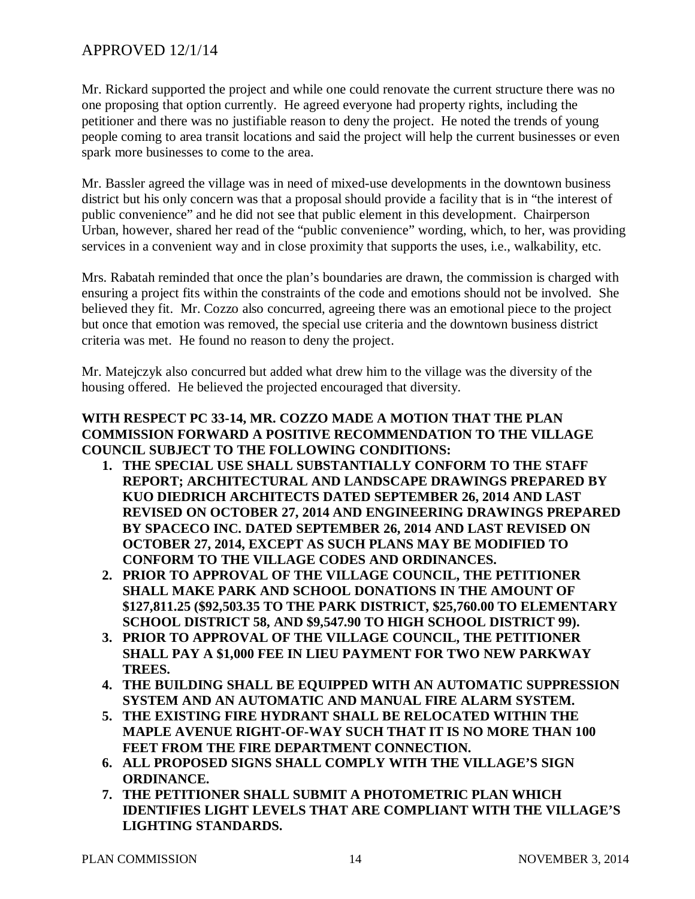Mr. Rickard supported the project and while one could renovate the current structure there was no one proposing that option currently. He agreed everyone had property rights, including the petitioner and there was no justifiable reason to deny the project. He noted the trends of young people coming to area transit locations and said the project will help the current businesses or even spark more businesses to come to the area.

Mr. Bassler agreed the village was in need of mixed-use developments in the downtown business district but his only concern was that a proposal should provide a facility that is in "the interest of public convenience" and he did not see that public element in this development. Chairperson Urban, however, shared her read of the "public convenience" wording, which, to her, was providing services in a convenient way and in close proximity that supports the uses, i.e., walkability, etc.

Mrs. Rabatah reminded that once the plan's boundaries are drawn, the commission is charged with ensuring a project fits within the constraints of the code and emotions should not be involved. She believed they fit. Mr. Cozzo also concurred, agreeing there was an emotional piece to the project but once that emotion was removed, the special use criteria and the downtown business district criteria was met. He found no reason to deny the project.

Mr. Matejczyk also concurred but added what drew him to the village was the diversity of the housing offered. He believed the projected encouraged that diversity.

**WITH RESPECT PC 33-14, MR. COZZO MADE A MOTION THAT THE PLAN COMMISSION FORWARD A POSITIVE RECOMMENDATION TO THE VILLAGE COUNCIL SUBJECT TO THE FOLLOWING CONDITIONS:**

1. **THE SPECIAL USE SHALL SUBSTANTIALLY CONFORM TO THE STAFF REPORT; ARCHITECTURAL AND LANDSCAPE DRAWINGS PREPARED BY KUO DIEDRICH ARCHITECTS DATED SEPTEMBER 26, 2014 AND LAST REVISED ON OCTOBER 27, 2014 AND ENGINEERING DRAWINGS PREPARED BY SPACECO INC. DATED SEPTEMBER 26, 2014 AND LAST REVISED ON OCTOBER 27, 2014, EXCEPT AS SUCH PLANS MAY BE MODIFIED TO CONFORM TO THE VILLAGE CODES AND ORDINANCES.**
2. **PRIOR TO APPROVAL OF THE VILLAGE COUNCIL, THE PETITIONER SHALL MAKE PARK AND SCHOOL DONATIONS IN THE AMOUNT OF $127,811.25 ($92,503.35 TO THE PARK DISTRICT, $25,760.00 TO ELEMENTARY SCHOOL DISTRICT 58, AND $9,547.90 TO HIGH SCHOOL DISTRICT 99).**
3. **PRIOR TO APPROVAL OF THE VILLAGE COUNCIL, THE PETITIONER SHALL PAY A $1,000 FEE IN LIEU PAYMENT FOR TWO NEW PARKWAY TREES.**
4. **THE BUILDING SHALL BE EQUIPPED WITH AN AUTOMATIC SUPPRESSION SYSTEM AND AN AUTOMATIC AND MANUAL FIRE ALARM SYSTEM.**
5. **THE EXISTING FIRE HYDRANT SHALL BE RELOCATED WITHIN THE MAPLE AVENUE RIGHT-OF-WAY SUCH THAT IT IS NO MORE THAN 100 FEET FROM THE FIRE DEPARTMENT CONNECTION.**
6. **ALL PROPOSED SIGNS SHALL COMPLY WITH THE VILLAGE'S SIGN ORDINANCE.**
7. **THE PETITIONER SHALL SUBMIT A PHOTOMETRIC PLAN WHICH IDENTIFIES LIGHT LEVELS THAT ARE COMPLIANT WITH THE VILLAGE'S LIGHTING STANDARDS.**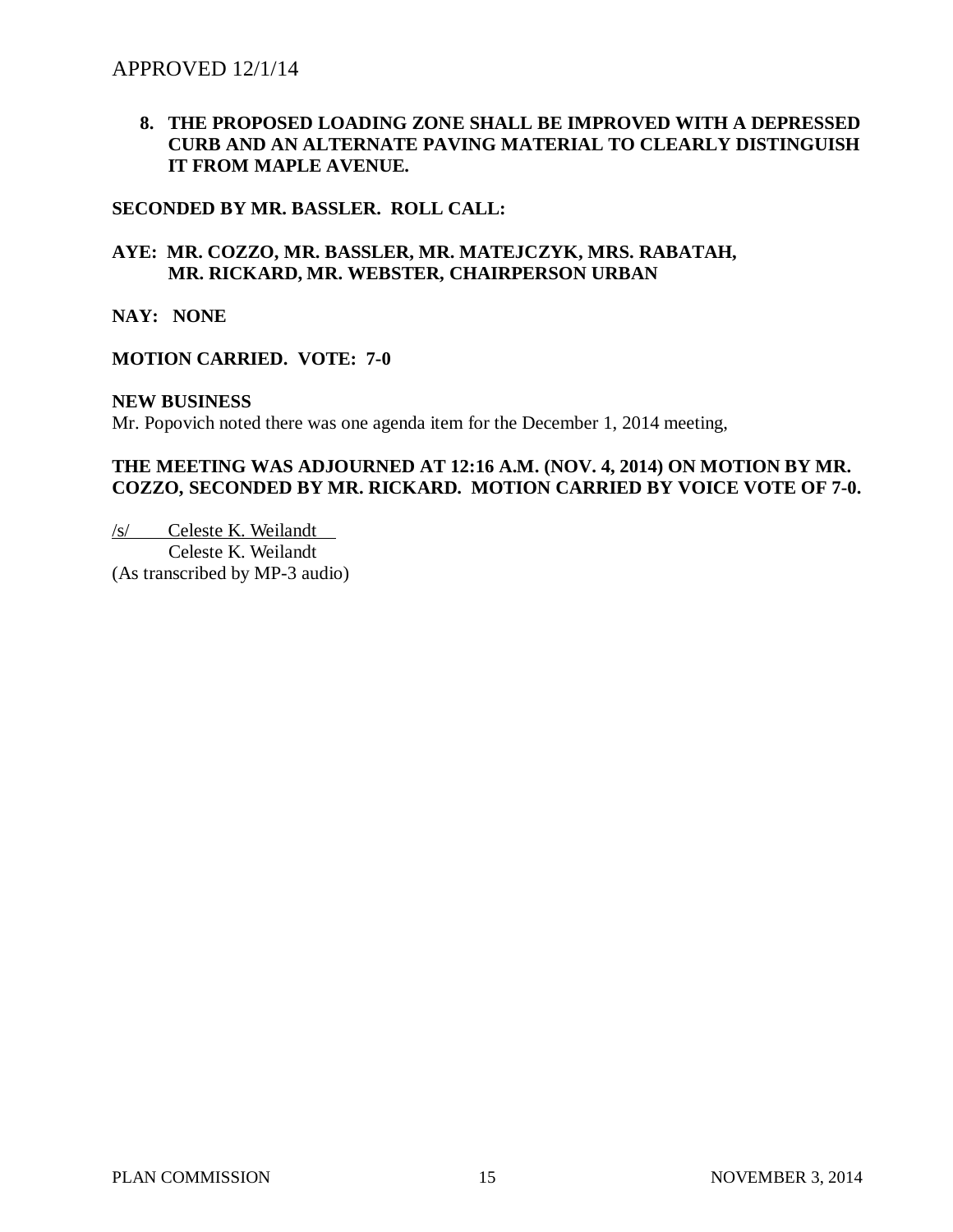8. **THE PROPOSED LOADING ZONE SHALL BE IMPROVED WITH A DEPRESSED CURB AND AN ALTERNATE PAVING MATERIAL TO CLEARLY DISTINGUISH IT FROM MAPLE AVENUE.**

**SECONDED BY MR. BASSLER. ROLL CALL:**

**AYE: MR. COZZO, MR. BASSLER, MR. MATEJCZYK, MRS. RABATAH, MR. RICKARD, MR. WEBSTER, CHAIRPERSON URBAN**

**NAY: NONE**

**MOTION CARRIED. VOTE: 7-0**

**NEW BUSINESS**
Mr. Popovich noted there was one agenda item for the December 1, 2014 meeting,

**THE MEETING WAS ADJOURNED AT 12:16 A.M. (NOV. 4, 2014) ON MOTION BY MR. COZZO, SECONDED BY MR. RICKARD. MOTION CARRIED BY VOICE VOTE OF 7-0.**

/s/ Celeste K. Weilandt
Celeste K. Weilandt
(As transcribed by MP-3 audio)